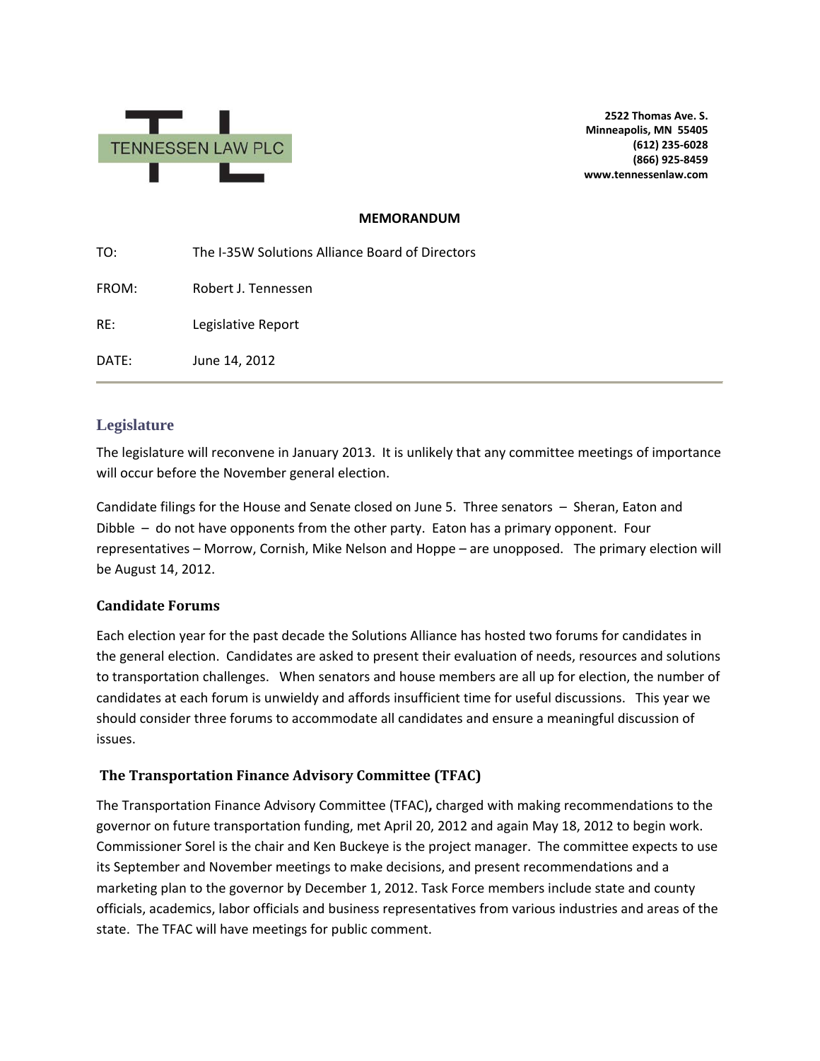TENNESSEN LAW PLC

**2522 Thomas Ave. S.**
**Minneapolis, MN 55405**
**(612) 235-6028**
**(866) 925-8459**
**www.tennessenlaw.com**

**MEMORANDUM**

TO: The I-35W Solutions Alliance Board of Directors

FROM: Robert J. Tennessen

RE: Legislative Report

DATE: June 14, 2012

## Legislature

The legislature will reconvene in January 2013. It is unlikely that any committee meetings of importance will occur before the November general election.

Candidate filings for the House and Senate closed on June 5. Three senators – Sheran, Eaton and Dibble – do not have opponents from the other party. Eaton has a primary opponent. Four representatives – Morrow, Cornish, Mike Nelson and Hoppe – are unopposed. The primary election will be August 14, 2012.

### Candidate Forums

Each election year for the past decade the Solutions Alliance has hosted two forums for candidates in the general election. Candidates are asked to present their evaluation of needs, resources and solutions to transportation challenges. When senators and house members are all up for election, the number of candidates at each forum is unwieldy and affords insufficient time for useful discussions. This year we should consider three forums to accommodate all candidates and ensure a meaningful discussion of issues.

### The Transportation Finance Advisory Committee (TFAC)

The Transportation Finance Advisory Committee (TFAC)**,** charged with making recommendations to the governor on future transportation funding, met April 20, 2012 and again May 18, 2012 to begin work. Commissioner Sorel is the chair and Ken Buckeye is the project manager. The committee expects to use its September and November meetings to make decisions, and present recommendations and a marketing plan to the governor by December 1, 2012. Task Force members include state and county officials, academics, labor officials and business representatives from various industries and areas of the state. The TFAC will have meetings for public comment.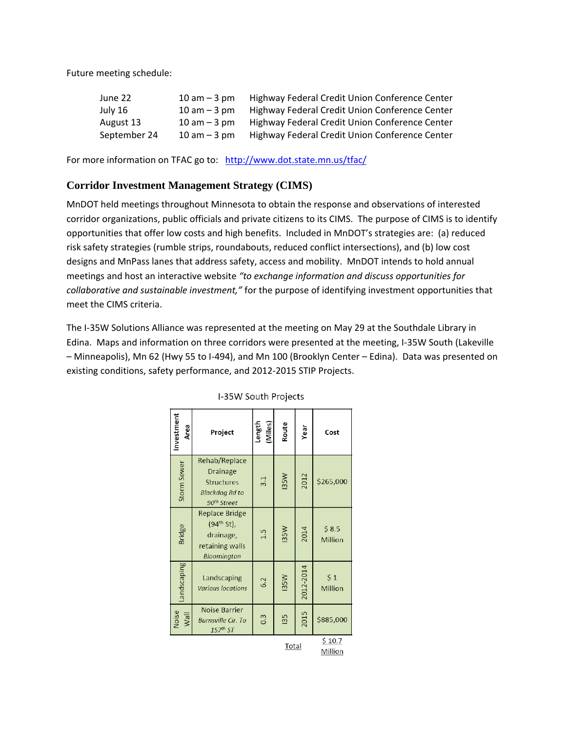Future meeting schedule:

| | | |
|---|---|---|
| June 22 | 10 am – 3 pm | Highway Federal Credit Union Conference Center |
| July 16 | 10 am – 3 pm | Highway Federal Credit Union Conference Center |
| August 13 | 10 am – 3 pm | Highway Federal Credit Union Conference Center |
| September 24 | 10 am – 3 pm | Highway Federal Credit Union Conference Center |

For more information on TFAC go to: http://www.dot.state.mn.us/tfac/

## Corridor Investment Management Strategy (CIMS)

MnDOT held meetings throughout Minnesota to obtain the response and observations of interested corridor organizations, public officials and private citizens to its CIMS. The purpose of CIMS is to identify opportunities that offer low costs and high benefits. Included in MnDOT's strategies are: (a) reduced risk safety strategies (rumble strips, roundabouts, reduced conflict intersections), and (b) low cost designs and MnPass lanes that address safety, access and mobility. MnDOT intends to hold annual meetings and host an interactive website *"to exchange information and discuss opportunities for collaborative and sustainable investment,"* for the purpose of identifying investment opportunities that meet the CIMS criteria.

The I-35W Solutions Alliance was represented at the meeting on May 29 at the Southdale Library in Edina. Maps and information on three corridors were presented at the meeting, I-35W South (Lakeville – Minneapolis), Mn 62 (Hwy 55 to I-494), and Mn 100 (Brooklyn Center – Edina). Data was presented on existing conditions, safety performance, and 2012-2015 STIP Projects.

I-35W South Projects

| Investment Area | Project | Length (Miles) | Route | Year | Cost |
|---|---|---|---|---|---|
| Storm Sewer | Rehab/Replace Drainage Structures *Blackdog Rd to 90th Street* | 3.1 | I35W | 2012 | $265,000 |
| Bridge | Replace Bridge (94th St), drainage, retaining walls *Bloomington* | 1.5 | I35W | 2014 | $ 8.5 Million |
| Landscaping | Landscaping *Various locations* | 6.2 | I35W | 2012-2014 | $ 1 Million |
| Noise Wall | Noise Barrier *Burnsville Cir. To 157th ST* | 0.3 | I35 | 2015 | $885,000 |
| | | | | Total | $ 10.7 Million |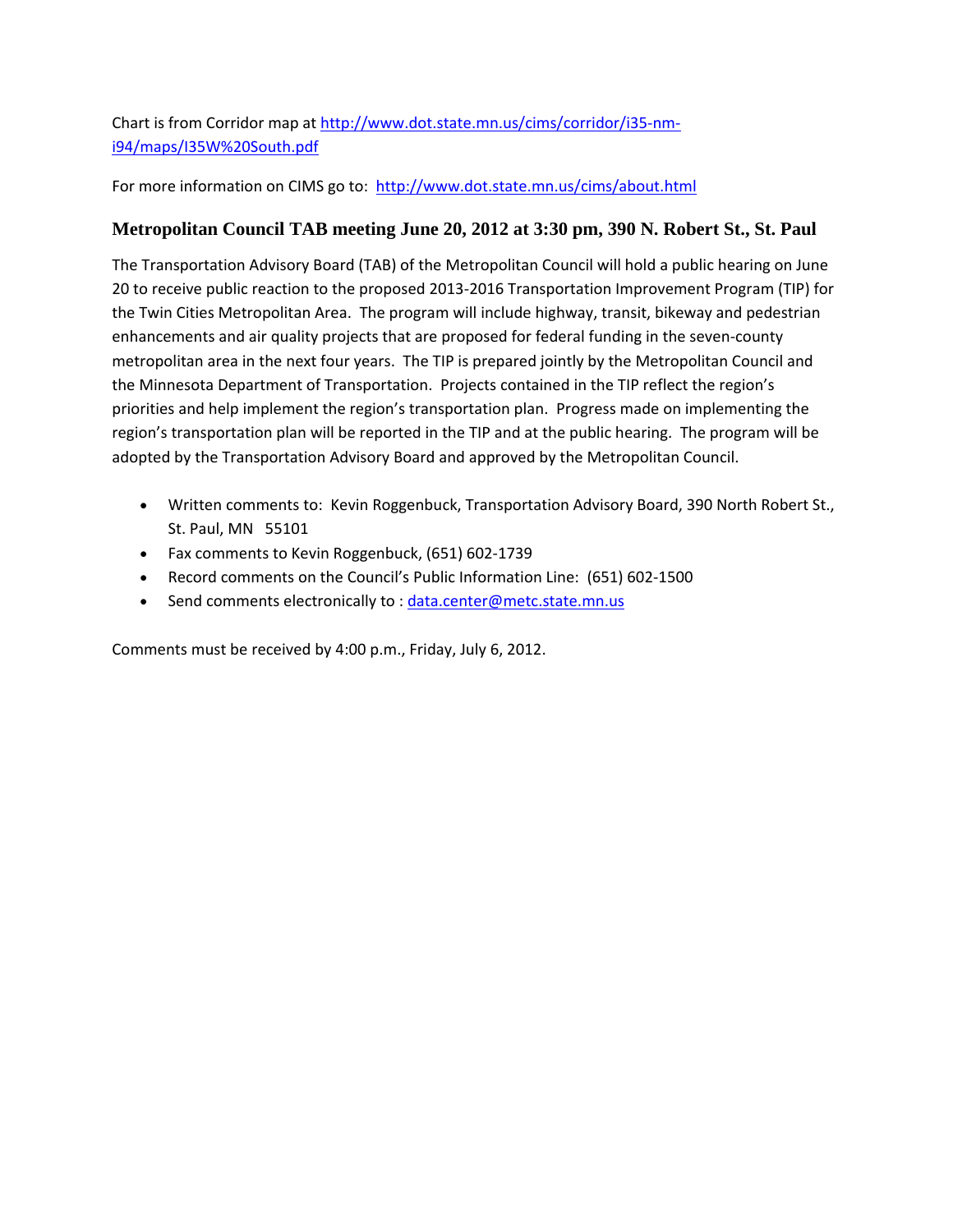Chart is from Corridor map at [http://www.dot.state.mn.us/cims/corridor/i35-nm-i94/maps/I35W%20South.pdf](http://www.dot.state.mn.us/cims/corridor/i35-nm-i94/maps/I35W%20South.pdf)

For more information on CIMS go to: [http://www.dot.state.mn.us/cims/about.html](http://www.dot.state.mn.us/cims/about.html)

### Metropolitan Council TAB meeting June 20, 2012 at 3:30 pm, 390 N. Robert St., St. Paul

The Transportation Advisory Board (TAB) of the Metropolitan Council will hold a public hearing on June 20 to receive public reaction to the proposed 2013-2016 Transportation Improvement Program (TIP) for the Twin Cities Metropolitan Area. The program will include highway, transit, bikeway and pedestrian enhancements and air quality projects that are proposed for federal funding in the seven-county metropolitan area in the next four years. The TIP is prepared jointly by the Metropolitan Council and the Minnesota Department of Transportation. Projects contained in the TIP reflect the region's priorities and help implement the region's transportation plan. Progress made on implementing the region's transportation plan will be reported in the TIP and at the public hearing. The program will be adopted by the Transportation Advisory Board and approved by the Metropolitan Council.

- Written comments to: Kevin Roggenbuck, Transportation Advisory Board, 390 North Robert St., St. Paul, MN 55101
- Fax comments to Kevin Roggenbuck, (651) 602-1739
- Record comments on the Council's Public Information Line: (651) 602-1500
- Send comments electronically to : [data.center@metc.state.mn.us](mailto:data.center@metc.state.mn.us)

Comments must be received by 4:00 p.m., Friday, July 6, 2012.